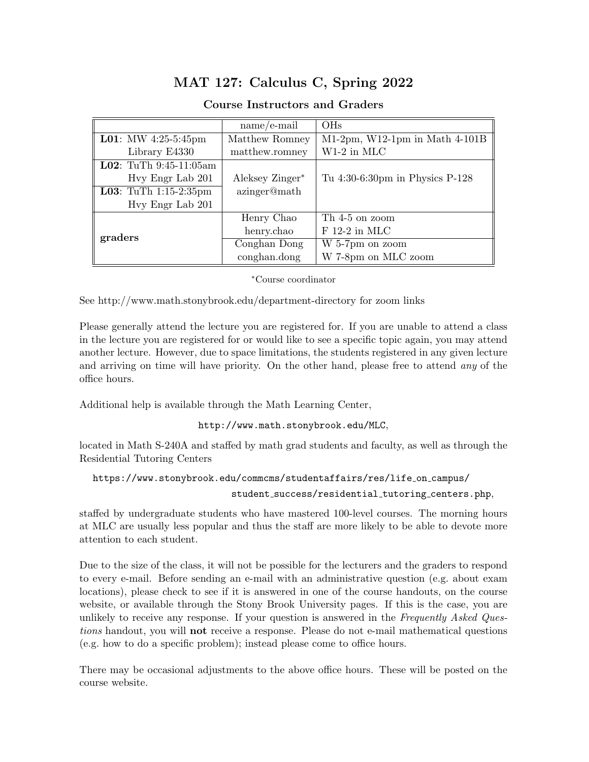# MAT 127: Calculus C, Spring 2022

## Course Instructors and Graders

| | name/e-mail | OHs |
|---|---|---|
| **L01**: MW 4:25-5:45pm Library E4330 | Matthew Romney matthew.romney | M1-2pm, W12-1pm in Math 4-101B W1-2 in MLC |
| **L02**: TuTh 9:45-11:05am Hvy Engr Lab 201 | Aleksey Zinger* azinger@math | Tu 4:30-6:30pm in Physics P-128 |
| **L03**: TuTh 1:15-2:35pm Hvy Engr Lab 201 | | |
| **graders** | Henry Chao henry.chao | Th 4-5 on zoom F 12-2 in MLC |
| | Conghan Dong conghan.dong | W 5-7pm on zoom W 7-8pm on MLC zoom |

*Course coordinator

See http://www.math.stonybrook.edu/department-directory for zoom links

Please generally attend the lecture you are registered for. If you are unable to attend a class in the lecture you are registered for or would like to see a specific topic again, you may attend another lecture. However, due to space limitations, the students registered in any given lecture and arriving on time will have priority. On the other hand, please free to attend *any* of the office hours.

Additional help is available through the Math Learning Center,

`http://www.math.stonybrook.edu/MLC`,

located in Math S-240A and staffed by math grad students and faculty, as well as through the Residential Tutoring Centers

`https://www.stonybrook.edu/commcms/studentaffairs/res/life_on_campus/student_success/residential_tutoring_centers.php`,

staffed by undergraduate students who have mastered 100-level courses. The morning hours at MLC are usually less popular and thus the staff are more likely to be able to devote more attention to each student.

Due to the size of the class, it will not be possible for the lecturers and the graders to respond to every e-mail. Before sending an e-mail with an administrative question (e.g. about exam locations), please check to see if it is answered in one of the course handouts, on the course website, or available through the Stony Brook University pages. If this is the case, you are unlikely to receive any response. If your question is answered in the *Frequently Asked Questions* handout, you will **not** receive a response. Please do not e-mail mathematical questions (e.g. how to do a specific problem); instead please come to office hours.

There may be occasional adjustments to the above office hours. These will be posted on the course website.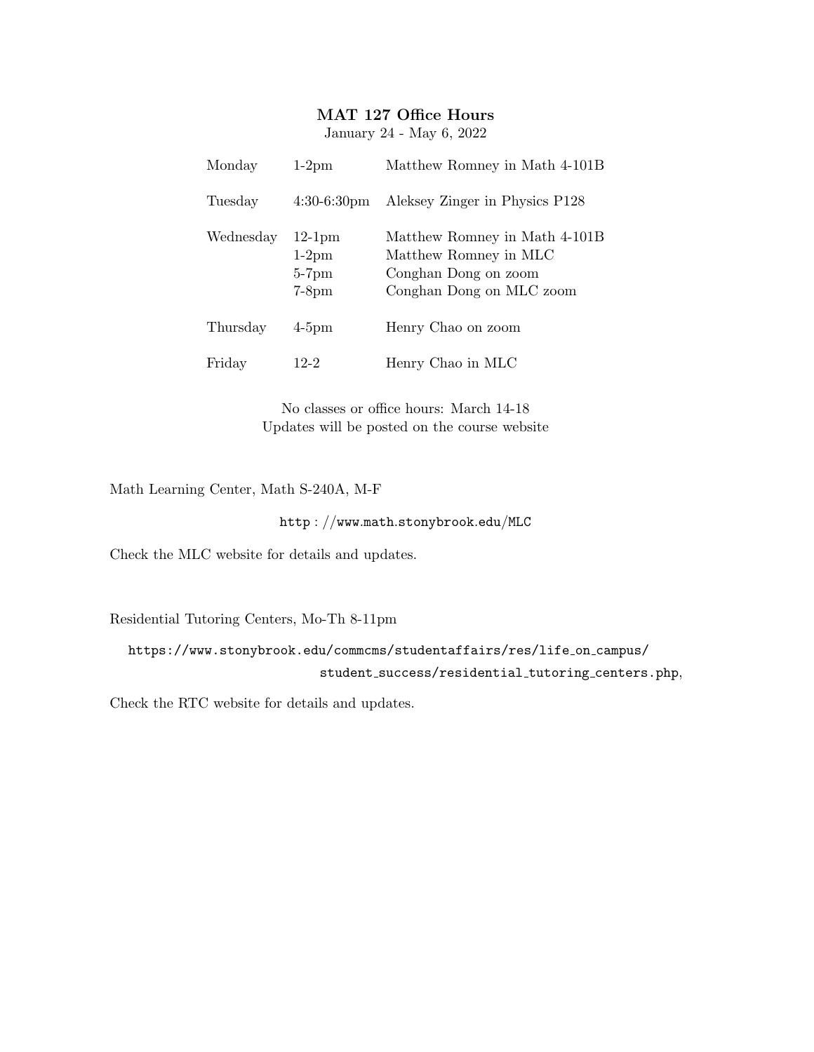## MAT 127 Office Hours

January 24 - May 6, 2022

| | | |
|---|---|---|
| Monday | 1-2pm | Matthew Romney in Math 4-101B |
| Tuesday | 4:30-6:30pm | Aleksey Zinger in Physics P128 |
| Wednesday | 12-1pm | Matthew Romney in Math 4-101B |
| | 1-2pm | Matthew Romney in MLC |
| | 5-7pm | Conghan Dong on zoom |
| | 7-8pm | Conghan Dong on MLC zoom |
| Thursday | 4-5pm | Henry Chao on zoom |
| Friday | 12-2 | Henry Chao in MLC |

No classes or office hours: March 14-18

Updates will be posted on the course website

Math Learning Center, Math S-240A, M-F

http://www.math.stonybrook.edu/MLC

Check the MLC website for details and updates.

Residential Tutoring Centers, Mo-Th 8-11pm

https://www.stonybrook.edu/commcms/studentaffairs/res/life_on_campus/student_success/residential_tutoring_centers.php,

Check the RTC website for details and updates.